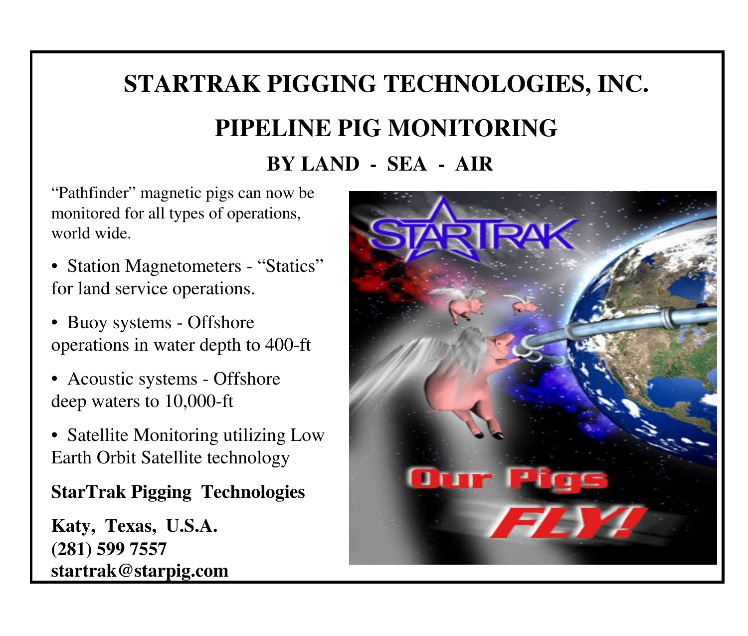# STARTRAK PIGGING TECHNOLOGIES, INC.

## PIPELINE PIG MONITORING

### BY LAND - SEA - AIR

"Pathfinder" magnetic pigs can now be monitored for all types of operations, world wide.

- Station Magnetometers - "Statics" for land service operations.
- Buoy systems - Offshore operations in water depth to 400-ft
- Acoustic systems - Offshore deep waters to 10,000-ft
- Satellite Monitoring utilizing Low Earth Orbit Satellite technology

**StarTrak Pigging Technologies**

**Katy, Texas, U.S.A.**
**(281) 599 7557**
**startrak@starpig.com**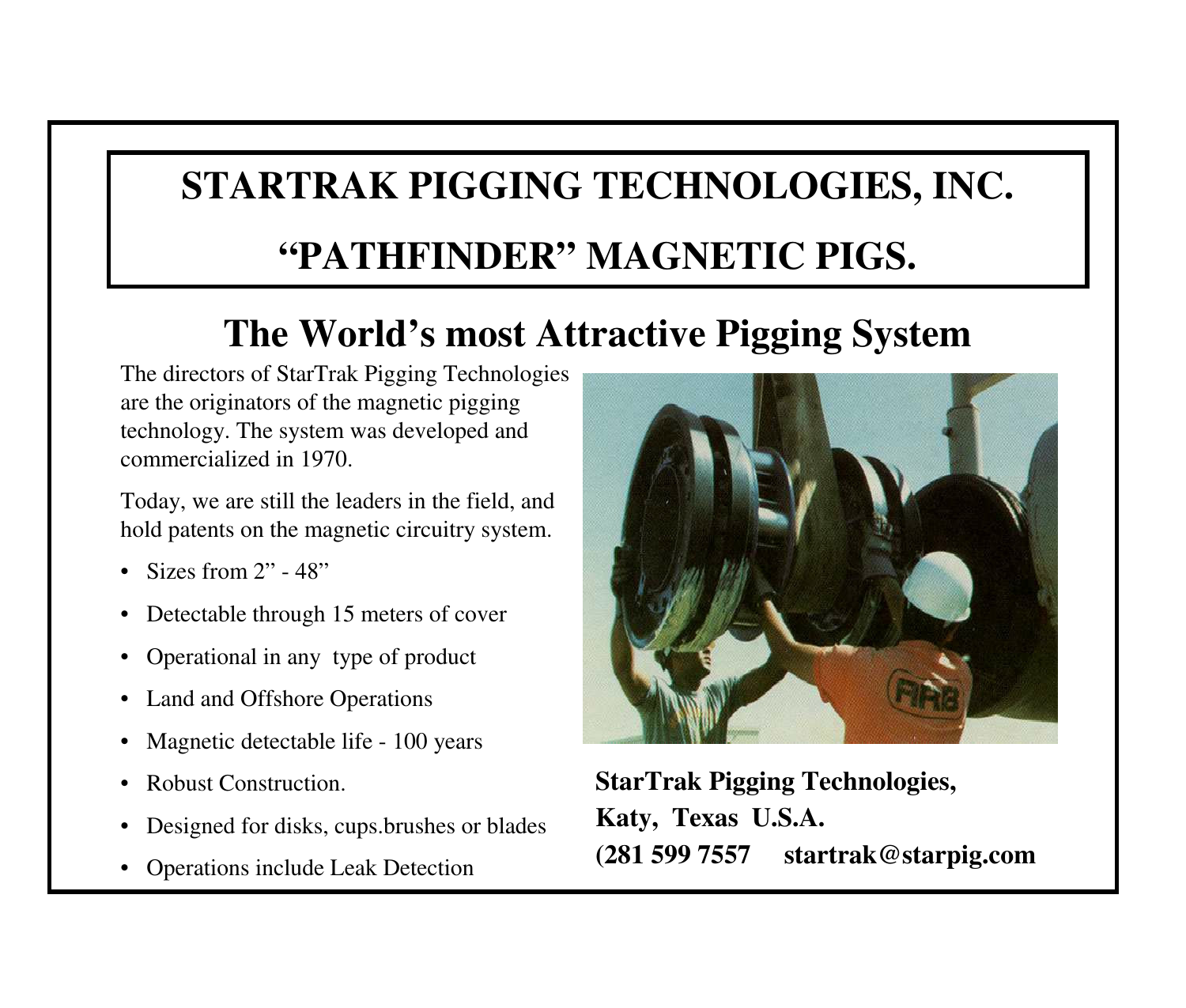# STARTRAK PIGGING TECHNOLOGIES, INC.

# "PATHFINDER" MAGNETIC PIGS.

## The World's most Attractive Pigging System

The directors of StarTrak Pigging Technologies are the originators of the magnetic pigging technology. The system was developed and commercialized in 1970.

Today, we are still the leaders in the field, and hold patents on the magnetic circuitry system.

- Sizes from 2" - 48"
- Detectable through 15 meters of cover
- Operational in any type of product
- Land and Offshore Operations
- Magnetic detectable life - 100 years
- Robust Construction.
- Designed for disks, cups.brushes or blades
- Operations include Leak Detection

**StarTrak Pigging Technologies,**
**Katy, Texas U.S.A.**
**(281 599 7557 startrak@starpig.com**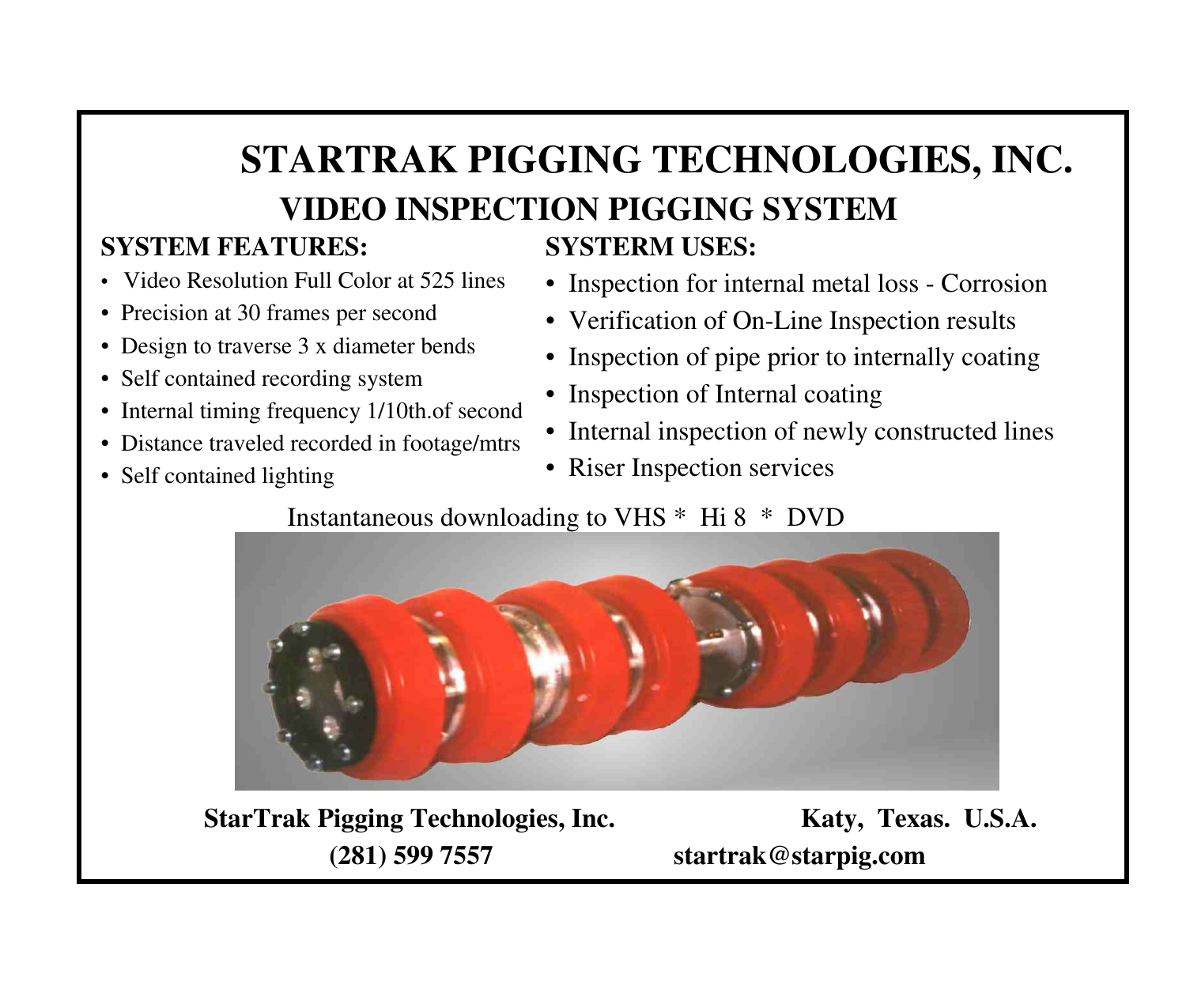# STARTRAK PIGGING TECHNOLOGIES, INC.

## VIDEO INSPECTION PIGGING SYSTEM

**SYSTEM FEATURES:**

- Video Resolution Full Color at 525 lines
- Precision at 30 frames per second
- Design to traverse 3 x diameter bends
- Self contained recording system
- Internal timing frequency 1/10th.of second
- Distance traveled recorded in footage/mtrs
- Self contained lighting

**SYSTERM USES:**

- Inspection for internal metal loss - Corrosion
- Verification of On-Line Inspection results
- Inspection of pipe prior to internally coating
- Inspection of Internal coating
- Internal inspection of newly constructed lines
- Riser Inspection services

Instantaneous downloading to VHS * Hi 8 * DVD

**StarTrak Pigging Technologies, Inc.** **Katy, Texas. U.S.A.**

**(281) 599 7557** **startrak@starpig.com**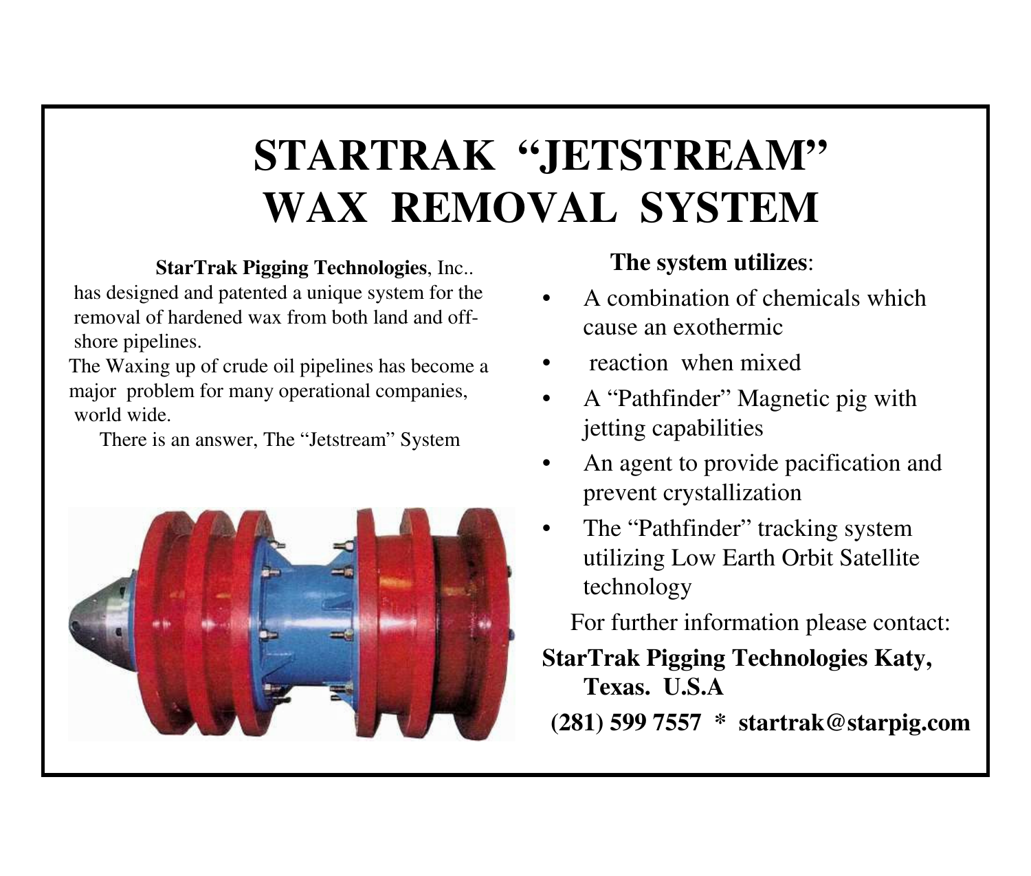# STARTRAK "JETSTREAM" WAX REMOVAL SYSTEM

**StarTrak Pigging Technologies**, Inc.. has designed and patented a unique system for the removal of hardened wax from both land and off-shore pipelines.

The Waxing up of crude oil pipelines has become a major problem for many operational companies, world wide.

There is an answer, The "Jetstream" System

**The system utilizes**:

- A combination of chemicals which cause an exothermic
- reaction when mixed
- A "Pathfinder" Magnetic pig with jetting capabilities
- An agent to provide pacification and prevent crystallization
- The "Pathfinder" tracking system utilizing Low Earth Orbit Satellite technology

For further information please contact:

**StarTrak Pigging Technologies Katy, Texas. U.S.A**

**(281) 599 7557 * startrak@starpig.com**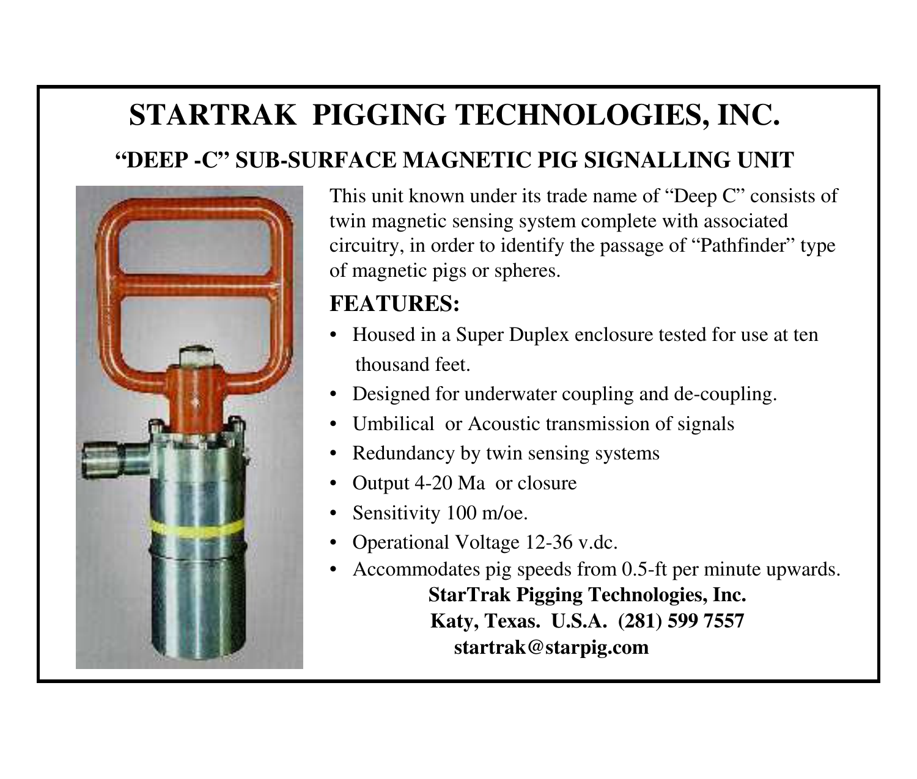# STARTRAK PIGGING TECHNOLOGIES, INC.

## "DEEP -C" SUB-SURFACE MAGNETIC PIG SIGNALLING UNIT

This unit known under its trade name of "Deep C" consists of twin magnetic sensing system complete with associated circuitry, in order to identify the passage of "Pathfinder" type of magnetic pigs or spheres.

### FEATURES:

- Housed in a Super Duplex enclosure tested for use at ten thousand feet.
- Designed for underwater coupling and de-coupling.
- Umbilical or Acoustic transmission of signals
- Redundancy by twin sensing systems
- Output 4-20 Ma or closure
- Sensitivity 100 m/oe.
- Operational Voltage 12-36 v.dc.
- Accommodates pig speeds from 0.5-ft per minute upwards.

**StarTrak Pigging Technologies, Inc.**
**Katy, Texas. U.S.A. (281) 599 7557**
**startrak@starpig.com**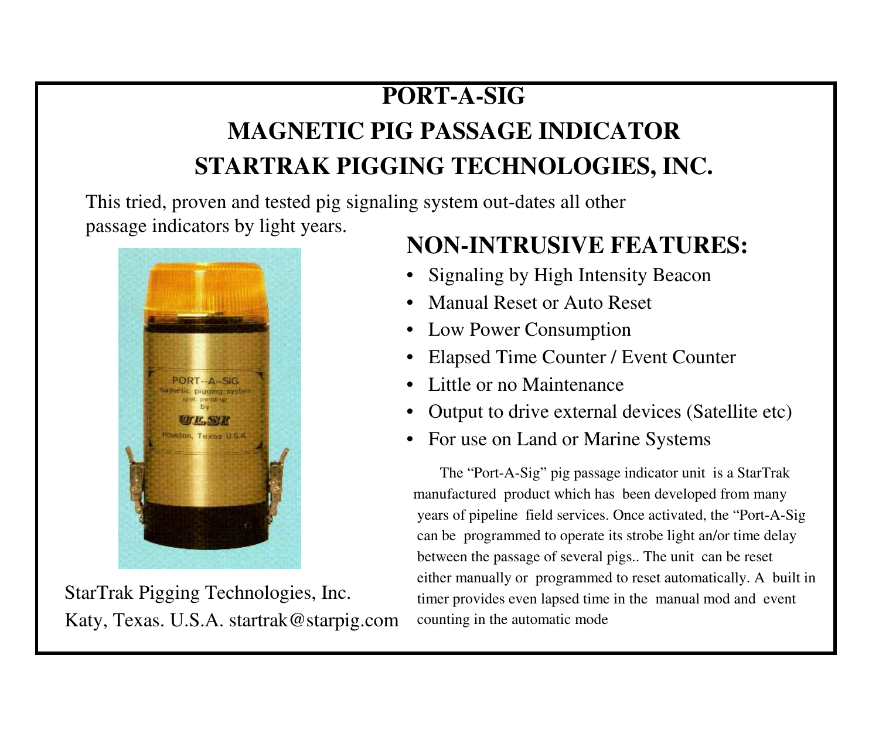# PORT-A-SIG

# MAGNETIC PIG PASSAGE INDICATOR

# STARTRAK PIGGING TECHNOLOGIES, INC.

This tried, proven and tested pig signaling system out-dates all other passage indicators by light years.

StarTrak Pigging Technologies, Inc.
Katy, Texas. U.S.A. startrak@starpig.com

## NON-INTRUSIVE FEATURES:

- Signaling by High Intensity Beacon
- Manual Reset or Auto Reset
- Low Power Consumption
- Elapsed Time Counter / Event Counter
- Little or no Maintenance
- Output to drive external devices (Satellite etc)
- For use on Land or Marine Systems

The "Port-A-Sig" pig passage indicator unit is a StarTrak manufactured product which has been developed from many years of pipeline field services. Once activated, the "Port-A-Sig can be programmed to operate its strobe light an/or time delay between the passage of several pigs.. The unit can be reset either manually or programmed to reset automatically. A built in timer provides even lapsed time in the manual mod and event counting in the automatic mode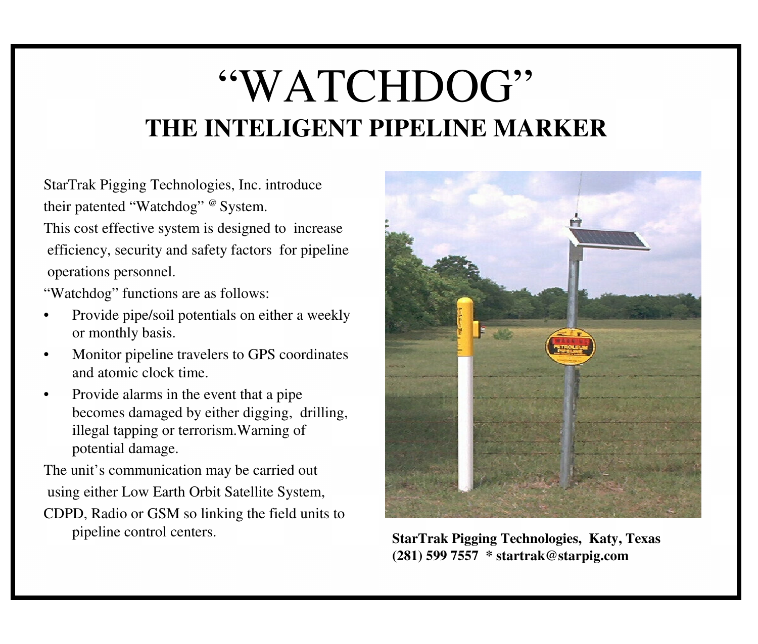# "WATCHDOG"

## THE INTELIGENT PIPELINE MARKER

StarTrak Pigging Technologies, Inc. introduce their patented "Watchdog" @ System.

This cost effective system is designed to increase efficiency, security and safety factors for pipeline operations personnel.

"Watchdog" functions are as follows:

- Provide pipe/soil potentials on either a weekly or monthly basis.
- Monitor pipeline travelers to GPS coordinates and atomic clock time.
- Provide alarms in the event that a pipe becomes damaged by either digging, drilling, illegal tapping or terrorism.Warning of potential damage.

The unit's communication may be carried out using either Low Earth Orbit Satellite System, CDPD, Radio or GSM so linking the field units to pipeline control centers.

**StarTrak Pigging Technologies, Katy, Texas**
**(281) 599 7557 * startrak@starpig.com**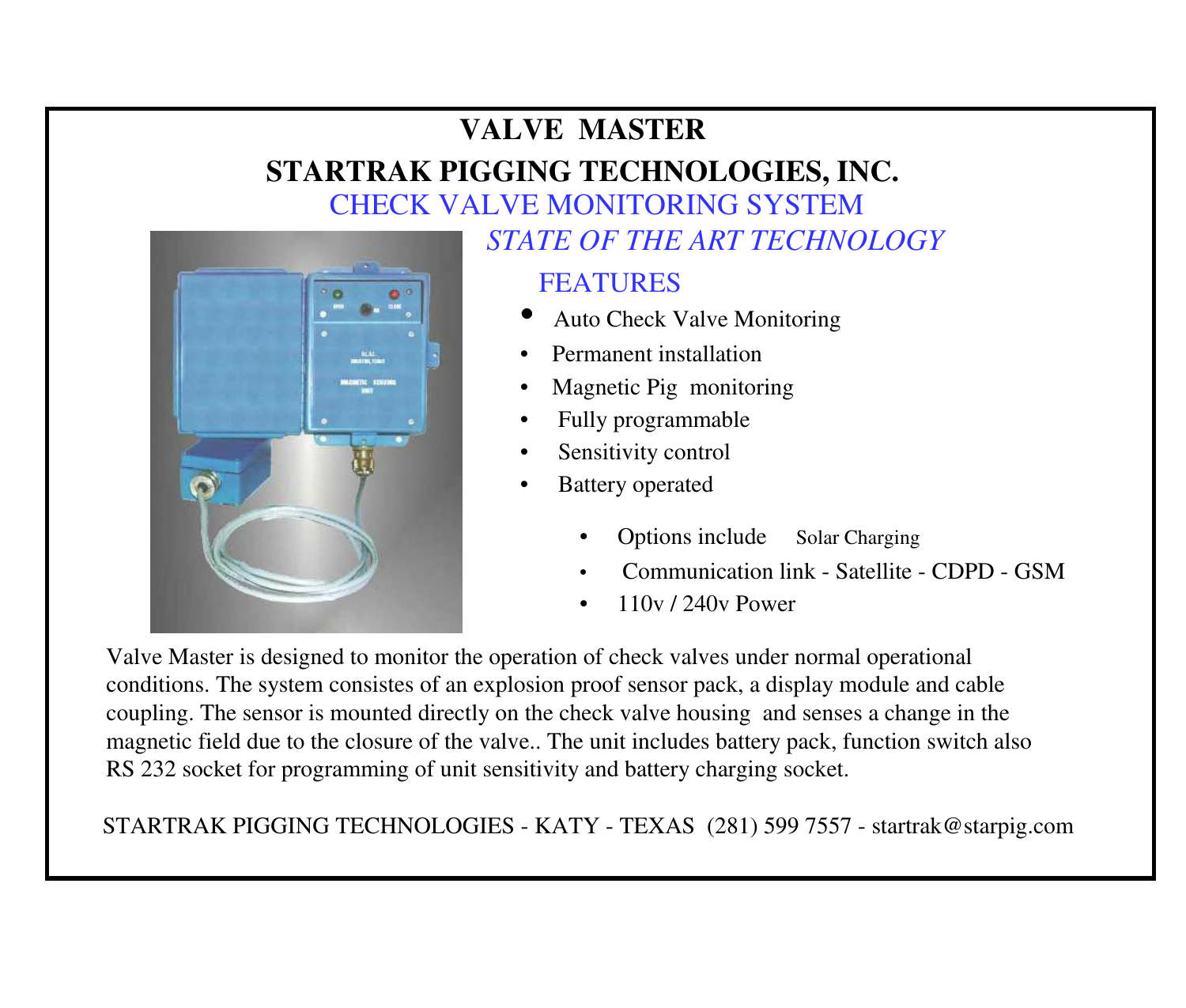# VALVE MASTER

## STARTRAK PIGGING TECHNOLOGIES, INC.

### CHECK VALVE MONITORING SYSTEM

*STATE OF THE ART TECHNOLOGY*

### FEATURES

- Auto Check Valve Monitoring
- Permanent installation
- Magnetic Pig monitoring
- Fully programmable
- Sensitivity control
- Battery operated
  - Options include Solar Charging
  - Communication link - Satellite - CDPD - GSM
  - 110v / 240v Power

Valve Master is designed to monitor the operation of check valves under normal operational conditions. The system consistes of an explosion proof sensor pack, a display module and cable coupling. The sensor is mounted directly on the check valve housing and senses a change in the magnetic field due to the closure of the valve.. The unit includes battery pack, function switch also RS 232 socket for programming of unit sensitivity and battery charging socket.

STARTRAK PIGGING TECHNOLOGIES - KATY - TEXAS (281) 599 7557 - startrak@starpig.com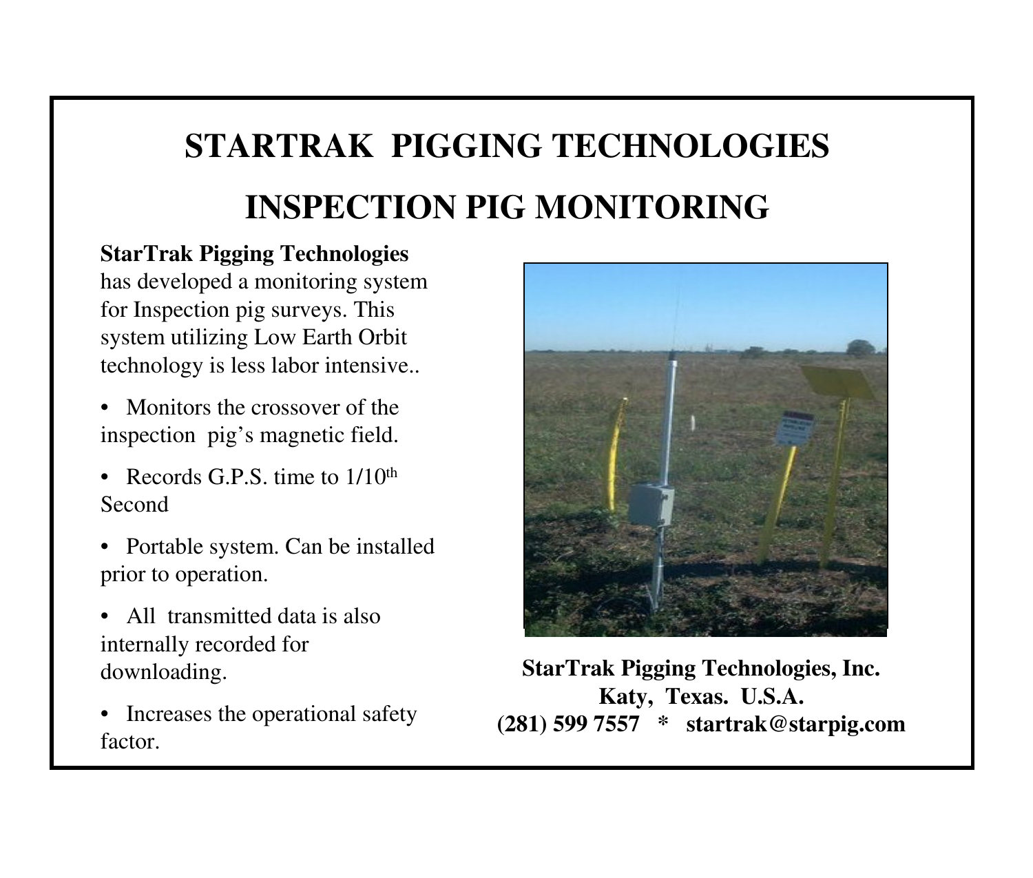# STARTRAK PIGGING TECHNOLOGIES

# INSPECTION PIG MONITORING

**StarTrak Pigging Technologies** has developed a monitoring system for Inspection pig surveys. This system utilizing Low Earth Orbit technology is less labor intensive..

- Monitors the crossover of the inspection pig's magnetic field.
- Records G.P.S. time to 1/10th Second
- Portable system. Can be installed prior to operation.
- All transmitted data is also internally recorded for downloading.
- Increases the operational safety factor.

**StarTrak Pigging Technologies, Inc.**
**Katy, Texas. U.S.A.**
**(281) 599 7557 * startrak@starpig.com**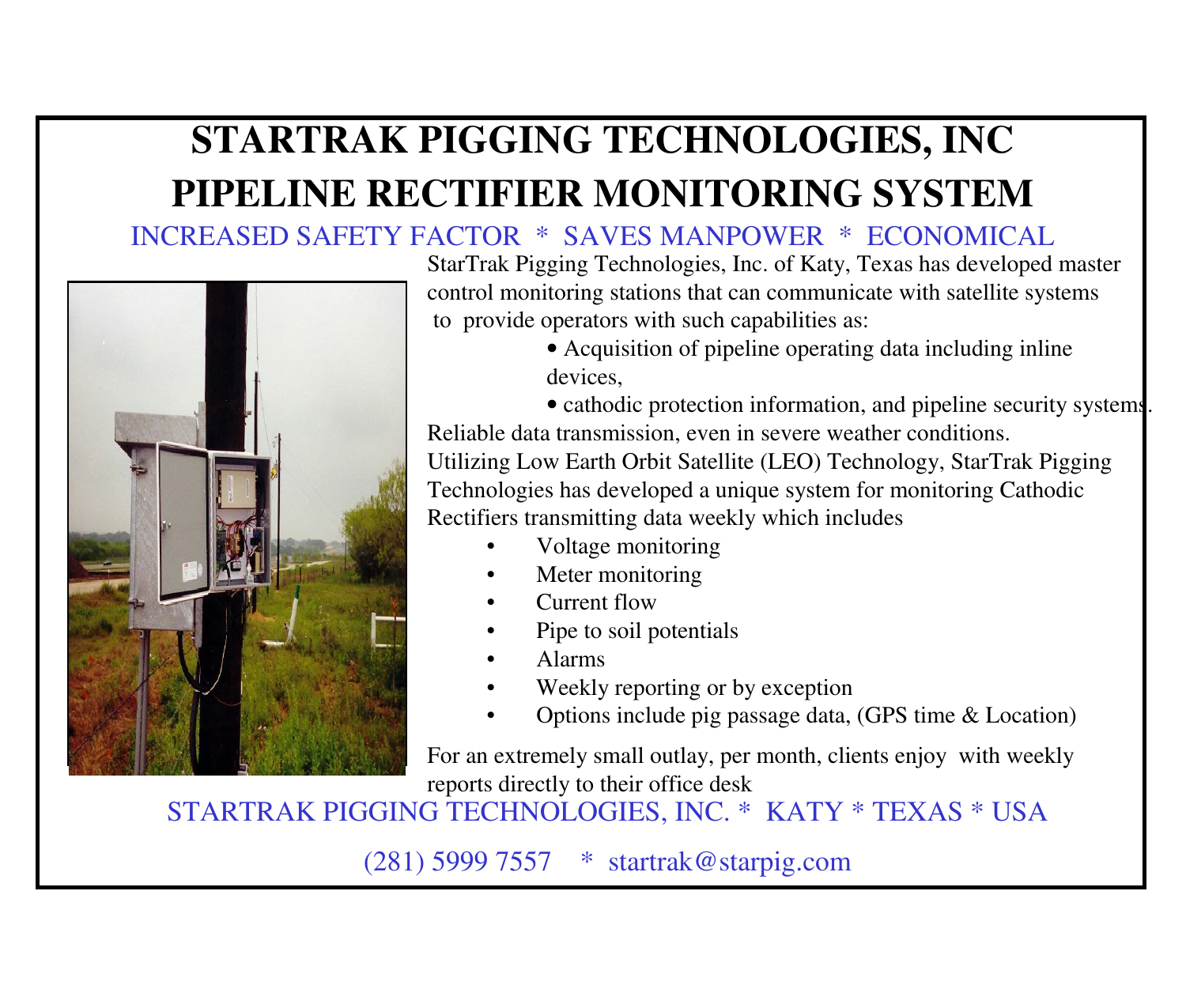# STARTRAK PIGGING TECHNOLOGIES, INC
# PIPELINE RECTIFIER MONITORING SYSTEM

INCREASED SAFETY FACTOR * SAVES MANPOWER * ECONOMICAL

StarTrak Pigging Technologies, Inc. of Katy, Texas has developed master control monitoring stations that can communicate with satellite systems to provide operators with such capabilities as:

- Acquisition of pipeline operating data including inline devices,
- cathodic protection information, and pipeline security systems.

Reliable data transmission, even in severe weather conditions.

Utilizing Low Earth Orbit Satellite (LEO) Technology, StarTrak Pigging Technologies has developed a unique system for monitoring Cathodic Rectifiers transmitting data weekly which includes

- Voltage monitoring
- Meter monitoring
- Current flow
- Pipe to soil potentials
- Alarms
- Weekly reporting or by exception
- Options include pig passage data, (GPS time & Location)

For an extremely small outlay, per month, clients enjoy with weekly reports directly to their office desk

STARTRAK PIGGING TECHNOLOGIES, INC. * KATY * TEXAS * USA

(281) 5999 7557 * startrak@starpig.com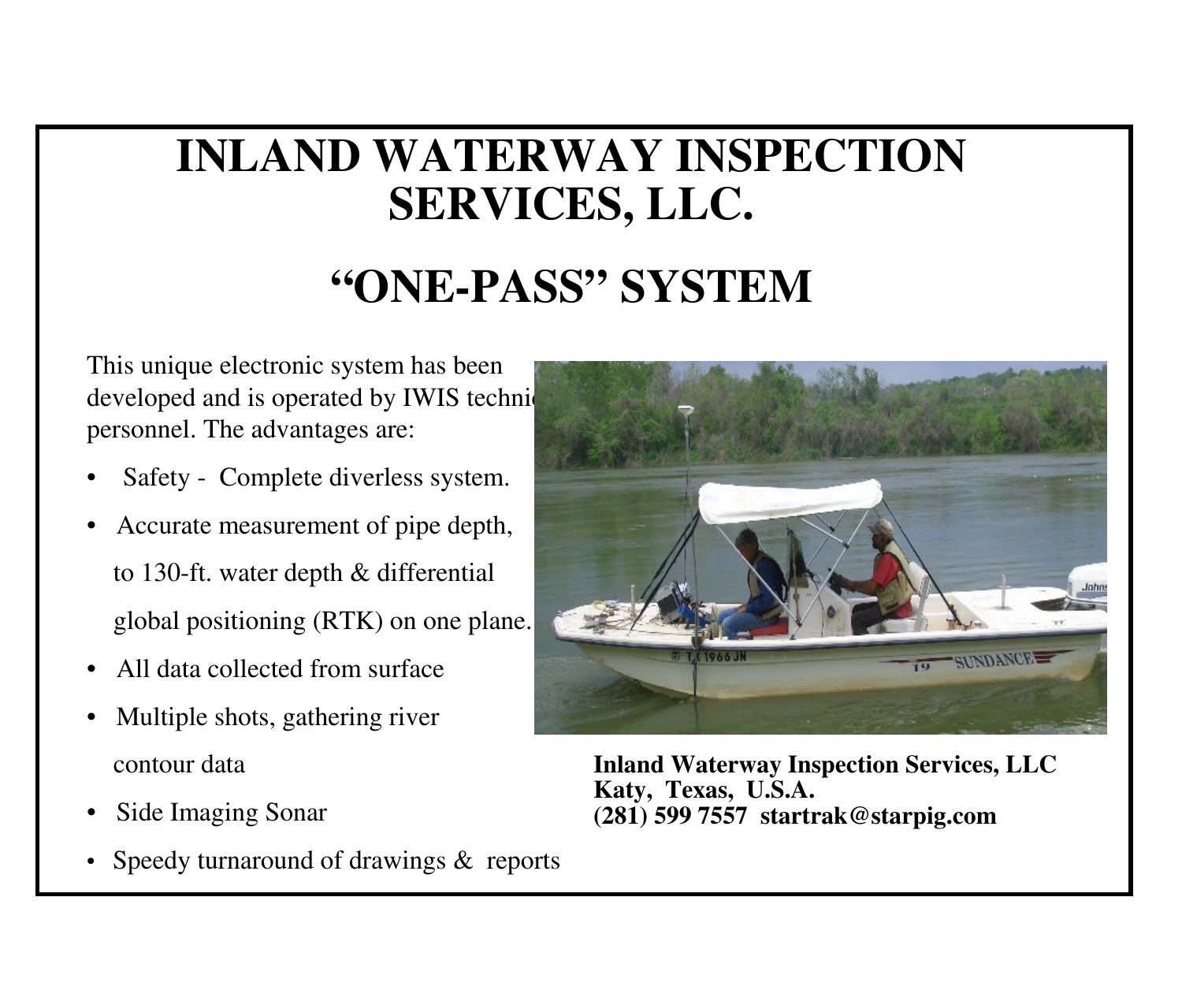# INLAND WATERWAY INSPECTION SERVICES, LLC.

## "ONE-PASS" SYSTEM

This unique electronic system has been developed and is operated by IWIS technic personnel. The advantages are:

- Safety - Complete diverless system.
- Accurate measurement of pipe depth, to 130-ft. water depth & differential global positioning (RTK) on one plane.
- All data collected from surface
- Multiple shots, gathering river contour data
- Side Imaging Sonar
- Speedy turnaround of drawings & reports

**Inland Waterway Inspection Services, LLC**
**Katy, Texas, U.S.A.**
**(281) 599 7557 startrak@starpig.com**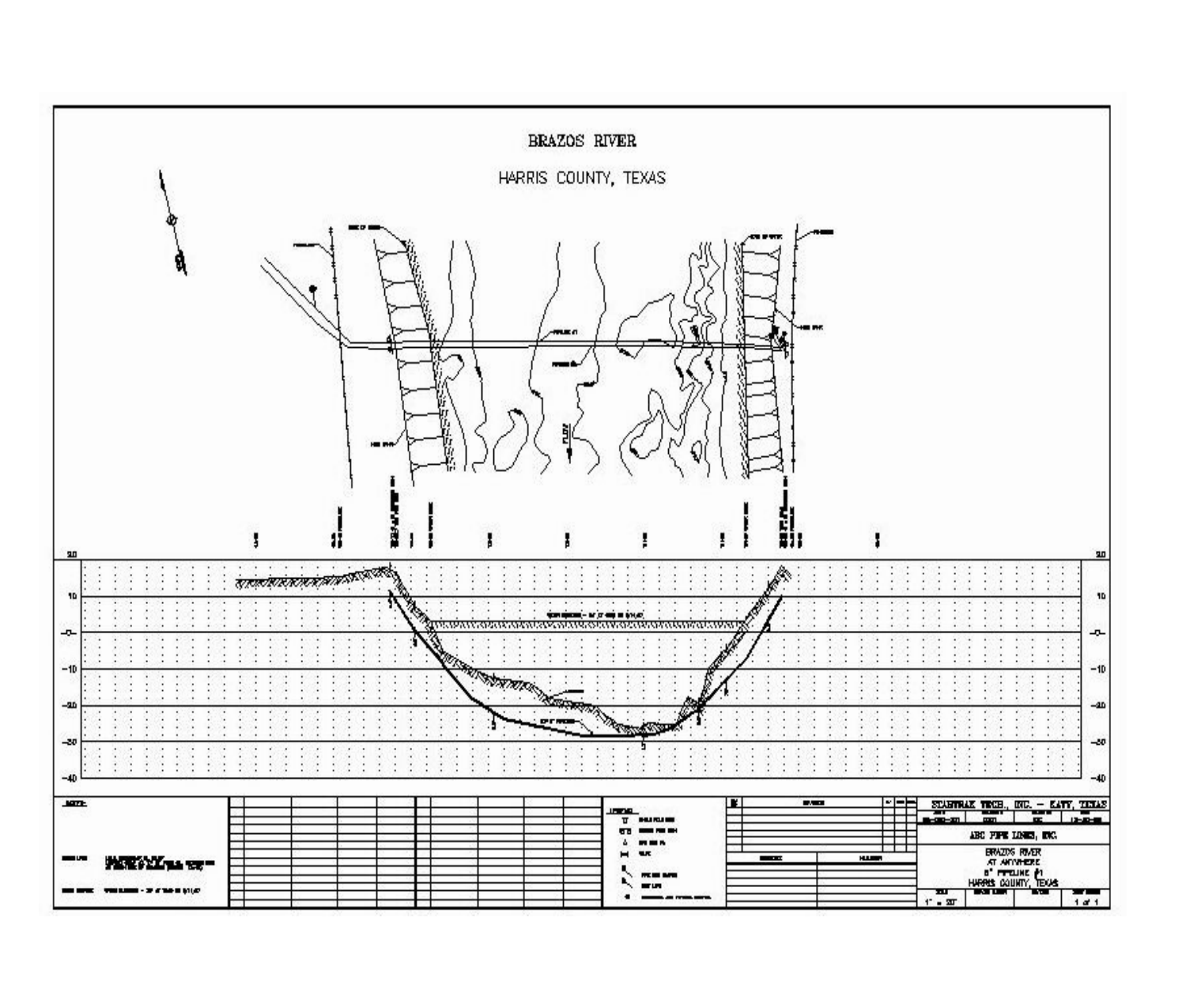# BRAZOS RIVER

## HARRIS COUNTY, TEXAS

FLOW

20

10

0

-10

-20

-30

-40

STARTRAK TECH., INC. – KATY, TEXAS

ABC PIPE LINES, INC.

BRAZOS RIVER
AT ANYWHERE
8" PIPELINE #1
HARRIS COUNTY, TEXAS

1" = 20'